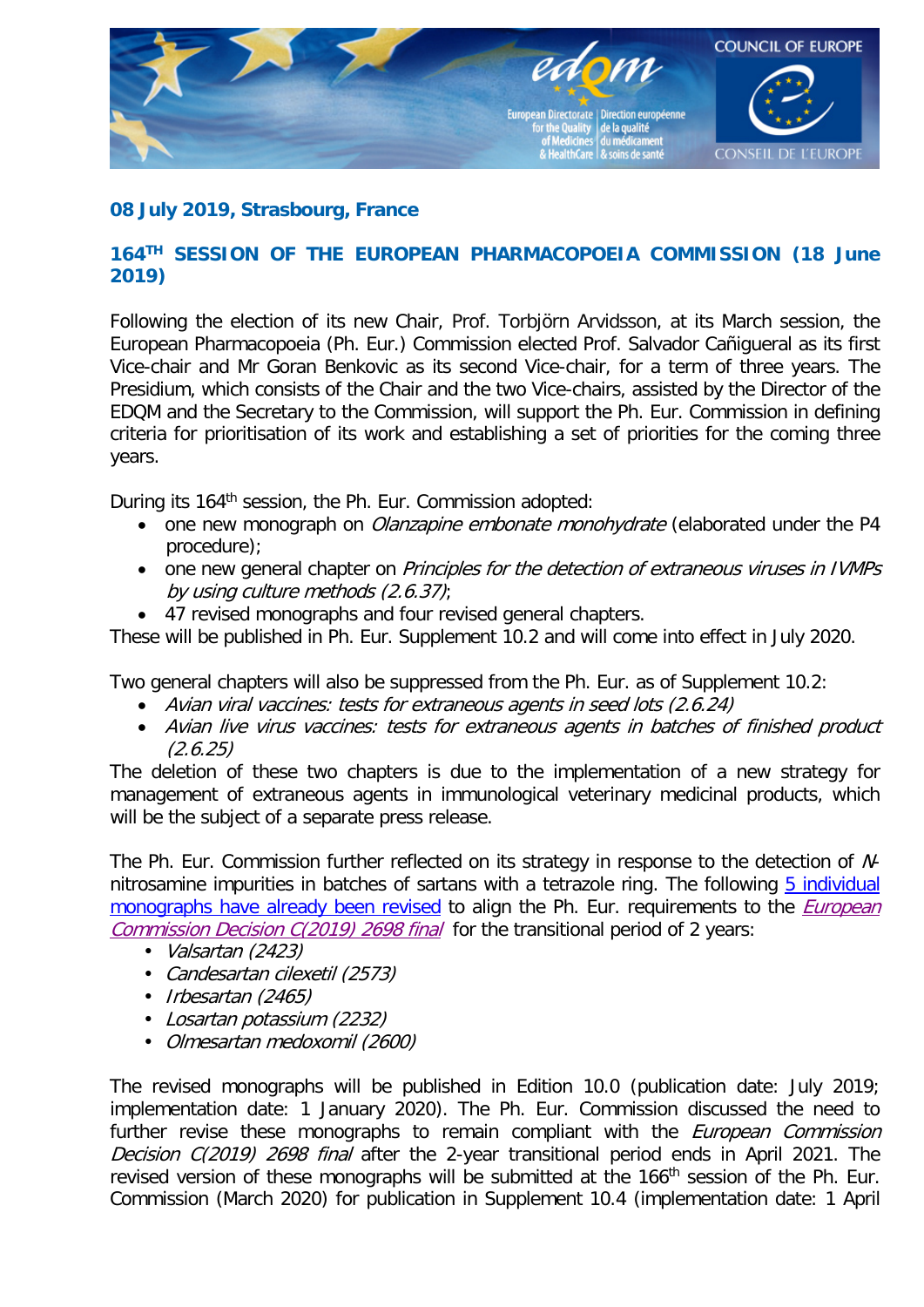**08 July 2019, Strasbourg, France**

## 164TH SESSION OF THE EUROPEAN PHARMACOPOEIA COMMISSION (18 June 2019)

Following the election of its new Chair, Prof. Torbjörn Arvidsson, at its March session, the European Pharmacopoeia (Ph. Eur.) Commission elected Prof. Salvador Cañigueral as its first Vice-chair and Mr Goran Benkovic as its second Vice-chair, for a term of three years. The Presidium, which consists of the Chair and the two Vice-chairs, assisted by the Director of the EDQM and the Secretary to the Commission, will support the Ph. Eur. Commission in defining criteria for prioritisation of its work and establishing a set of priorities for the coming three years.

During its 164th session, the Ph. Eur. Commission adopted:

- one new monograph on *Olanzapine embonate monohydrate* (elaborated under the P4 procedure);
- one new general chapter on *Principles for the detection of extraneous viruses in IVMPs by using culture methods (2.6.37)*;
- 47 revised monographs and four revised general chapters.

These will be published in Ph. Eur. Supplement 10.2 and will come into effect in July 2020.

Two general chapters will also be suppressed from the Ph. Eur. as of Supplement 10.2:

- *Avian viral vaccines: tests for extraneous agents in seed lots (2.6.24)*
- *Avian live virus vaccines: tests for extraneous agents in batches of finished product (2.6.25)*

The deletion of these two chapters is due to the implementation of a new strategy for management of extraneous agents in immunological veterinary medicinal products, which will be the subject of a separate press release.

The Ph. Eur. Commission further reflected on its strategy in response to the detection of *N*-nitrosamine impurities in batches of sartans with a tetrazole ring. The following 5 individual monographs have already been revised to align the Ph. Eur. requirements to the *European Commission Decision C(2019) 2698 final* for the transitional period of 2 years:

- *Valsartan (2423)*
- *Candesartan cilexetil (2573)*
- *Irbesartan (2465)*
- *Losartan potassium (2232)*
- *Olmesartan medoxomil (2600)*

The revised monographs will be published in Edition 10.0 (publication date: July 2019; implementation date: 1 January 2020). The Ph. Eur. Commission discussed the need to further revise these monographs to remain compliant with the *European Commission Decision C(2019) 2698 final* after the 2-year transitional period ends in April 2021. The revised version of these monographs will be submitted at the 166th session of the Ph. Eur. Commission (March 2020) for publication in Supplement 10.4 (implementation date: 1 April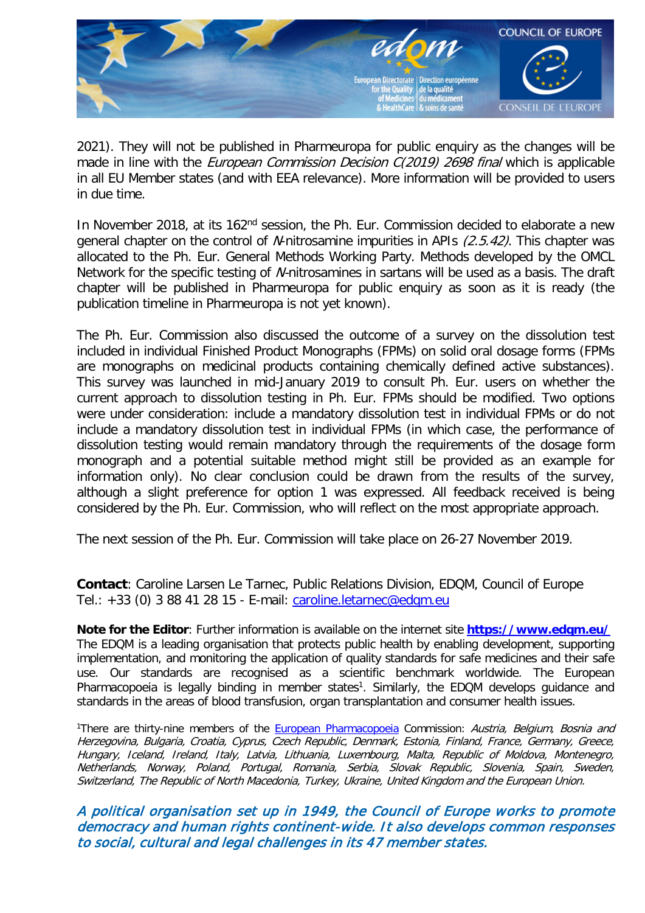2021). They will not be published in Pharmeuropa for public enquiry as the changes will be made in line with the *European Commission Decision C(2019) 2698 final* which is applicable in all EU Member states (and with EEA relevance). More information will be provided to users in due time.

In November 2018, at its 162nd session, the Ph. Eur. Commission decided to elaborate a new general chapter on the control of *N*-nitrosamine impurities in APIs *(2.5.42)*. This chapter was allocated to the Ph. Eur. General Methods Working Party. Methods developed by the OMCL Network for the specific testing of *N*-nitrosamines in sartans will be used as a basis. The draft chapter will be published in Pharmeuropa for public enquiry as soon as it is ready (the publication timeline in Pharmeuropa is not yet known).

The Ph. Eur. Commission also discussed the outcome of a survey on the dissolution test included in individual Finished Product Monographs (FPMs) on solid oral dosage forms (FPMs are monographs on medicinal products containing chemically defined active substances). This survey was launched in mid-January 2019 to consult Ph. Eur. users on whether the current approach to dissolution testing in Ph. Eur. FPMs should be modified. Two options were under consideration: include a mandatory dissolution test in individual FPMs or do not include a mandatory dissolution test in individual FPMs (in which case, the performance of dissolution testing would remain mandatory through the requirements of the dosage form monograph and a potential suitable method might still be provided as an example for information only). No clear conclusion could be drawn from the results of the survey, although a slight preference for option 1 was expressed. All feedback received is being considered by the Ph. Eur. Commission, who will reflect on the most appropriate approach.

The next session of the Ph. Eur. Commission will take place on 26-27 November 2019.

**Contact**: Caroline Larsen Le Tarnec, Public Relations Division, EDQM, Council of Europe
Tel.: +33 (0) 3 88 41 28 15 - E-mail: caroline.letarnec@edqm.eu

**Note for the Editor**: Further information is available on the internet site **https://www.edqm.eu/**
The EDQM is a leading organisation that protects public health by enabling development, supporting implementation, and monitoring the application of quality standards for safe medicines and their safe use. Our standards are recognised as a scientific benchmark worldwide. The European Pharmacopoeia is legally binding in member states[1]. Similarly, the EDQM develops guidance and standards in the areas of blood transfusion, organ transplantation and consumer health issues.

[1]There are thirty-nine members of the European Pharmacopoeia Commission: *Austria, Belgium, Bosnia and Herzegovina, Bulgaria, Croatia, Cyprus, Czech Republic, Denmark, Estonia, Finland, France, Germany, Greece, Hungary, Iceland, Ireland, Italy, Latvia, Lithuania, Luxembourg, Malta, Republic of Moldova, Montenegro, Netherlands, Norway, Poland, Portugal, Romania, Serbia, Slovak Republic, Slovenia, Spain, Sweden, Switzerland, The Republic of North Macedonia, Turkey, Ukraine, United Kingdom and the European Union.*

*A political organisation set up in 1949, the Council of Europe works to promote democracy and human rights continent-wide. It also develops common responses to social, cultural and legal challenges in its 47 member states.*